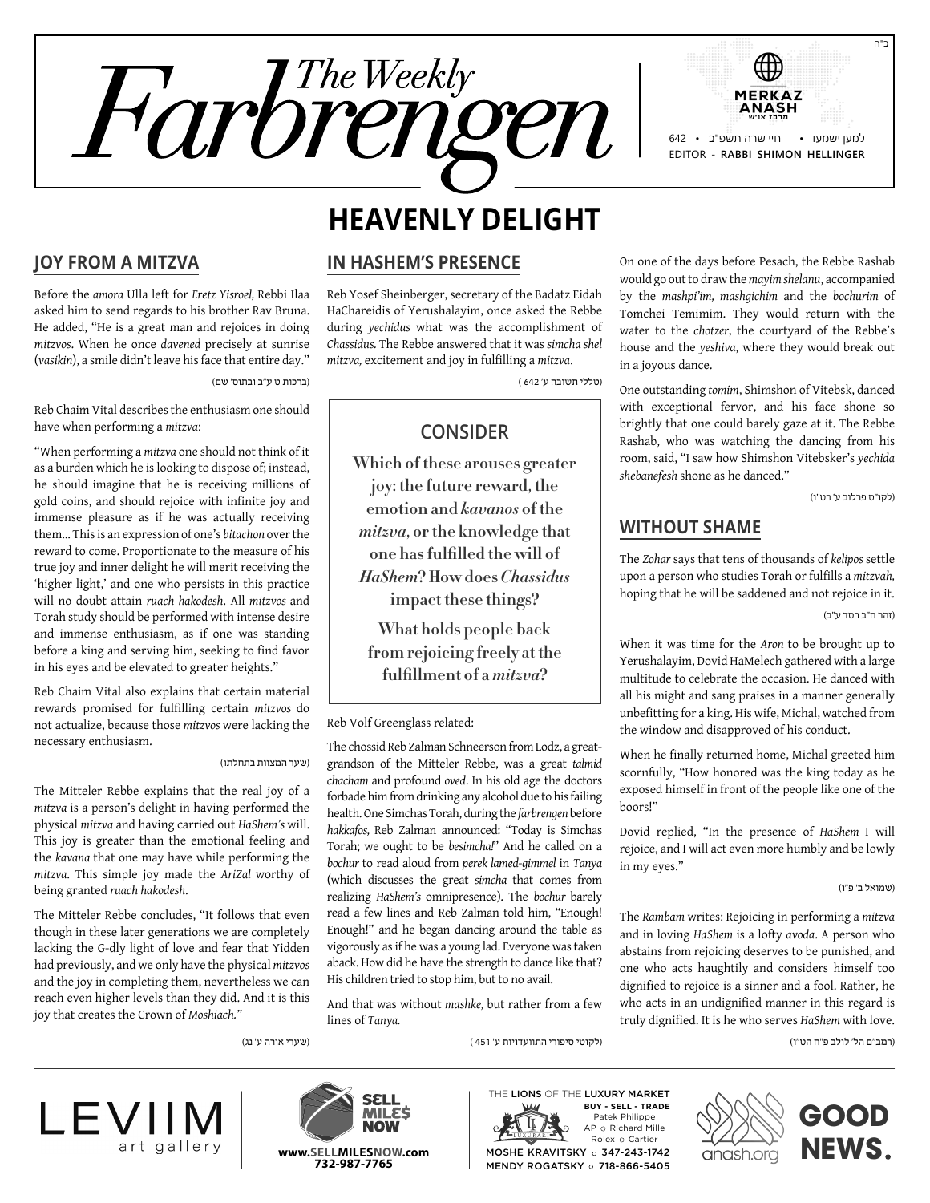ב"ה

# The Weekly Farbrengen

MERKAZ ANASH מרכז אנ"ש

למען ישמעו • חיי שרה תשפ"ב • 642

EDITOR - RABBI SHIMON HELLINGER

# HEAVENLY DELIGHT

## JOY FROM A MITZVA

Before the *amora* Ulla left for *Eretz Yisroel,* Rebbi Ilaa asked him to send regards to his brother Rav Bruna. He added, "He is a great man and rejoices in doing *mitzvos*. When he once *davened* precisely at sunrise (*vasikin*), a smile didn't leave his face that entire day."

(ברכות ט ע"ב ובתוס' שם)

Reb Chaim Vital describes the enthusiasm one should have when performing a *mitzva*:

"When performing a *mitzva* one should not think of it as a burden which he is looking to dispose of; instead, he should imagine that he is receiving millions of gold coins, and should rejoice with infinite joy and immense pleasure as if he was actually receiving them... This is an expression of one's *bitachon* over the reward to come. Proportionate to the measure of his true joy and inner delight he will merit receiving the 'higher light,' and one who persists in this practice will no doubt attain *ruach hakodesh*. All *mitzvos* and Torah study should be performed with intense desire and immense enthusiasm, as if one was standing before a king and serving him, seeking to find favor in his eyes and be elevated to greater heights."

Reb Chaim Vital also explains that certain material rewards promised for fulfilling certain *mitzvos* do not actualize, because those *mitzvos* were lacking the necessary enthusiasm.

(שער המצוות בתחלתו)

The Mitteler Rebbe explains that the real joy of a *mitzva* is a person's delight in having performed the physical *mitzva* and having carried out *HaShem's* will. This joy is greater than the emotional feeling and the *kavana* that one may have while performing the *mitzva*. This simple joy made the *AriZal* worthy of being granted *ruach hakodesh*.

The Mitteler Rebbe concludes, "It follows that even though in these later generations we are completely lacking the G-dly light of love and fear that Yidden had previously, and we only have the physical *mitzvos* and the joy in completing them, nevertheless we can reach even higher levels than they did. And it is this joy that creates the Crown of *Moshiach.*"

(שערי אורה ע' נג)

## IN HASHEM'S PRESENCE

Reb Yosef Sheinberger, secretary of the Badatz Eidah HaChareidis of Yerushalayim, once asked the Rebbe during *yechidus* what was the accomplishment of *Chassidus.* The Rebbe answered that it was *simcha shel mitzva,* excitement and joy in fulfilling a *mitzva*.

(טללי תשובה ע' 642)

### CONSIDER

**Which of these arouses greater joy: the future reward, the emotion and *kavanos* of the *mitzva*, or the knowledge that one has fulfilled the will of *HaShem*? How does *Chassidus* impact these things?**

**What holds people back from rejoicing freely at the fulfillment of a *mitzva*?**

Reb Volf Greenglass related:

The chossid Reb Zalman Schneerson from Lodz, a great-grandson of the Mitteler Rebbe, was a great *talmid chacham* and profound *oved*. In his old age the doctors forbade him from drinking any alcohol due to his failing health. One Simchas Torah, during the *farbrengen* before *hakkafos,* Reb Zalman announced: "Today is Simchas Torah; we ought to be *besimcha!*" And he called on a *bochur* to read aloud from *perek lamed-gimmel* in *Tanya* (which discusses the great *simcha* that comes from realizing *HaShem's* omnipresence). The *bochur* barely read a few lines and Reb Zalman told him, "Enough! Enough!" and he began dancing around the table as vigorously as if he was a young lad. Everyone was taken aback. How did he have the strength to dance like that? His children tried to stop him, but to no avail.

And that was without *mashke,* but rather from a few lines of *Tanya.*

(לקוטי סיפורי התוועדויות ע' 451)

On one of the days before Pesach, the Rebbe Rashab would go out to draw the *mayim shelanu*, accompanied by the *mashpi'im, mashgichim* and the *bochurim* of Tomchei Temimim. They would return with the water to the *chotzer*, the courtyard of the Rebbe's house and the *yeshiva*, where they would break out in a joyous dance.

One outstanding *tomim*, Shimshon of Vitebsk, danced with exceptional fervor, and his face shone so brightly that one could barely gaze at it. The Rebbe Rashab, who was watching the dancing from his room, said, "I saw how Shimshon Vitebsker's *yechida shebanefesh* shone as he danced."

(לקו"ס פרלוב ע' רט"ו)

## WITHOUT SHAME

The *Zohar* says that tens of thousands of *kelipos* settle upon a person who studies Torah or fulfills a *mitzvah,* hoping that he will be saddened and not rejoice in it.

(זהר ח"ב רסד ע"ב)

When it was time for the *Aron* to be brought up to Yerushalayim, Dovid HaMelech gathered with a large multitude to celebrate the occasion. He danced with all his might and sang praises in a manner generally unbefitting for a king. His wife, Michal, watched from the window and disapproved of his conduct.

When he finally returned home, Michal greeted him scornfully, "How honored was the king today as he exposed himself in front of the people like one of the boors!"

Dovid replied, "In the presence of *HaShem* I will rejoice, and I will act even more humbly and be lowly in my eyes."

(שמואל ב' פ"ו)

The *Rambam* writes: Rejoicing in performing a *mitzva* and in loving *HaShem* is a lofty *avoda*. A person who abstains from rejoicing deserves to be punished, and one who acts haughtily and considers himself too dignified to rejoice is a sinner and a fool. Rather, he who acts in an undignified manner in this regard is truly dignified. It is he who serves *HaShem* with love.

(רמב"ם הל' לולב פ"ח הט"ו)

LEVIIM art gallery

SELL MILES NOW — www.SELLMILESNOW.com 732-987-7765

THE LIONS OF THE LUXURY MARKET — BUY - SELL - TRADE — Patek Philippe, AP ○ Richard Mille, Rolex ○ Cartier — MOSHE KRAVITSKY ○ 347-243-1742 — MENDY ROGATSKY ○ 718-866-5405

anash.org — GOOD NEWS.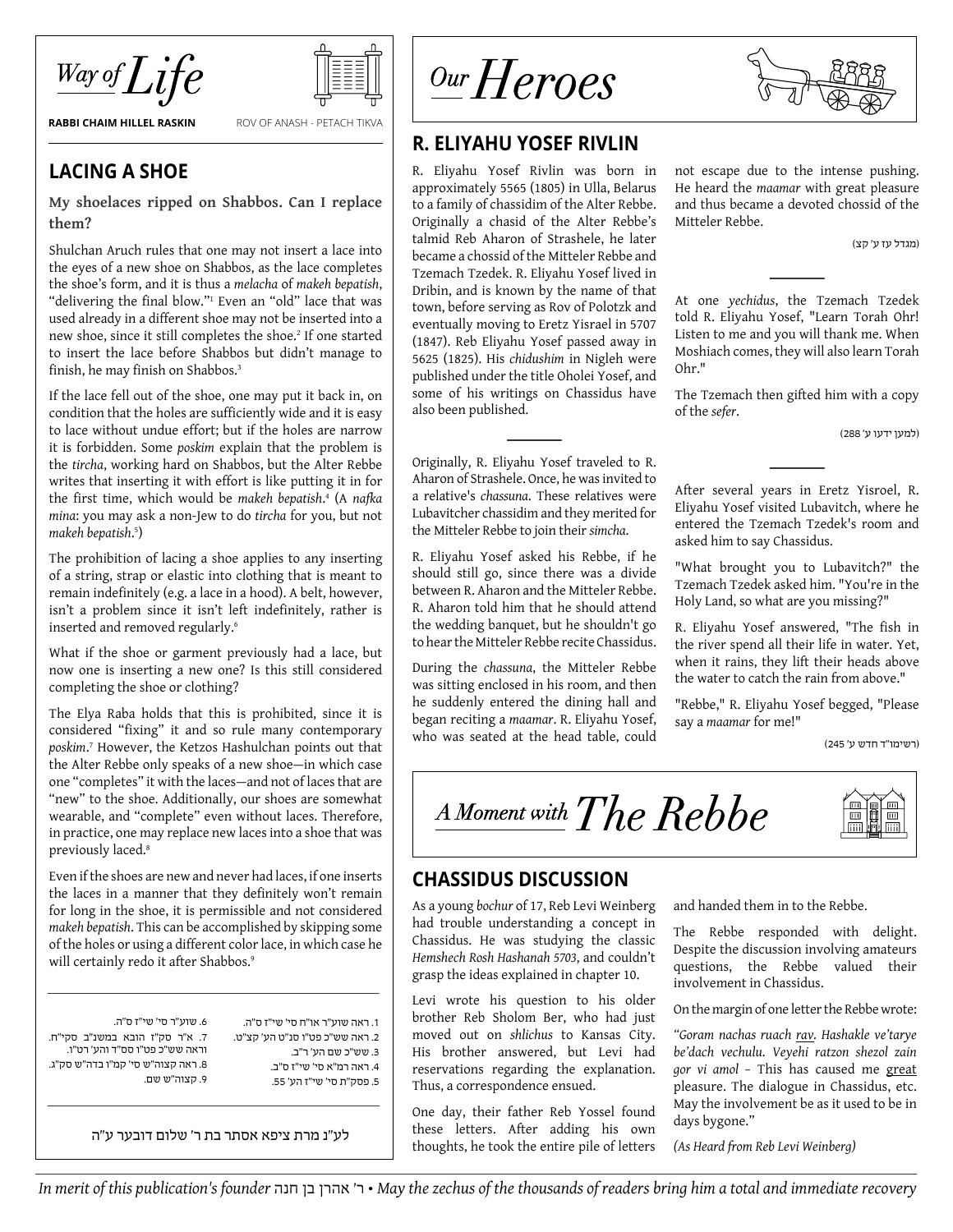# Way of Life

**RABBI CHAIM HILLEL RASKIN** ROV OF ANASH - PETACH TIKVA

## LACING A SHOE

**My shoelaces ripped on Shabbos. Can I replace them?**

Shulchan Aruch rules that one may not insert a lace into the eyes of a new shoe on Shabbos, as the lace completes the shoe's form, and it is thus a *melacha* of *makeh bepatish*, "delivering the final blow."[1] Even an "old" lace that was used already in a different shoe may not be inserted into a new shoe, since it still completes the shoe.[2] If one started to insert the lace before Shabbos but didn't manage to finish, he may finish on Shabbos.[3]

If the lace fell out of the shoe, one may put it back in, on condition that the holes are sufficiently wide and it is easy to lace without undue effort; but if the holes are narrow it is forbidden. Some *poskim* explain that the problem is the *tircha*, working hard on Shabbos, but the Alter Rebbe writes that inserting it with effort is like putting it in for the first time, which would be *makeh bepatish*.[4] (A *nafka mina*: you may ask a non-Jew to do *tircha* for you, but not *makeh bepatish*.[5])

The prohibition of lacing a shoe applies to any inserting of a string, strap or elastic into clothing that is meant to remain indefinitely (e.g. a lace in a hood). A belt, however, isn't a problem since it isn't left indefinitely, rather is inserted and removed regularly.[6]

What if the shoe or garment previously had a lace, but now one is inserting a new one? Is this still considered completing the shoe or clothing?

The Elya Raba holds that this is prohibited, since it is considered "fixing" it and so rule many contemporary *poskim*.[7] However, the Ketzos Hashulchan points out that the Alter Rebbe only speaks of a new shoe—in which case one "completes" it with the laces—and not of laces that are "new" to the shoe. Additionally, our shoes are somewhat wearable, and "complete" even without laces. Therefore, in practice, one may replace new laces into a shoe that was previously laced.[8]

Even if the shoes are new and never had laces, if one inserts the laces in a manner that they definitely won't remain for long in the shoe, it is permissible and not considered *makeh bepatish*. This can be accomplished by skipping some of the holes or using a different color lace, in which case he will certainly redo it after Shabbos.[9]

1. ראה שוע"ר או"ח סי' שי"ז ס"ה.
2. ראה שש"כ פט"ו סנ"ט הע' קצ"ט.
3. שש"כ שם הע' ר"ב.
4. ראה רמ"א סי' שי"ז ס"ב.
5. פסק"ת סי' שי"ז הע' 55.
6. שוע"ר סי' שי"ז ס"ה.
7. א"ר סק"ז הובא במשנ"ב סקי"ח. וראה שש"כ פט"ו סס"ד והע' רט"ו.
8. ראה קצוה"ש סי' קמ"ו בדה"ש סק"ג.
9. קצוה"ש שם.

לע"נ מרת ציפא אסתר בת ר' שלום דובער ע"ה

# Our Heroes

## R. ELIYAHU YOSEF RIVLIN

R. Eliyahu Yosef Rivlin was born in approximately 5565 (1805) in Ulla, Belarus to a family of chassidim of the Alter Rebbe. Originally a chasid of the Alter Rebbe's talmid Reb Aharon of Strashele, he later became a chossid of the Mitteler Rebbe and Tzemach Tzedek. R. Eliyahu Yosef lived in Dribin, and is known by the name of that town, before serving as Rov of Polotzk and eventually moving to Eretz Yisrael in 5707 (1847). Reb Eliyahu Yosef passed away in 5625 (1825). His *chidushim* in Nigleh were published under the title Oholei Yosef, and some of his writings on Chassidus have also been published.

---

Originally, R. Eliyahu Yosef traveled to R. Aharon of Strashele. Once, he was invited to a relative's *chassuna*. These relatives were Lubavitcher chassidim and they merited for the Mitteler Rebbe to join their *simcha*.

R. Eliyahu Yosef asked his Rebbe, if he should still go, since there was a divide between R. Aharon and the Mitteler Rebbe. R. Aharon told him that he should attend the wedding banquet, but he shouldn't go to hear the Mitteler Rebbe recite Chassidus.

During the *chassuna*, the Mitteler Rebbe was sitting enclosed in his room, and then he suddenly entered the dining hall and began reciting a *maamar*. R. Eliyahu Yosef, who was seated at the head table, could not escape due to the intense pushing. He heard the *maamar* with great pleasure and thus became a devoted chossid of the Mitteler Rebbe.

(מגדל עז ע' קצ)

---

At one *yechidus*, the Tzemach Tzedek told R. Eliyahu Yosef, "Learn Torah Ohr! Listen to me and you will thank me. When Moshiach comes, they will also learn Torah Ohr."

The Tzemach then gifted him with a copy of the *sefer*.

(למען ידעו ע' 288)

---

After several years in Eretz Yisroel, R. Eliyahu Yosef visited Lubavitch, where he entered the Tzemach Tzedek's room and asked him to say Chassidus.

"What brought you to Lubavitch?" the Tzemach Tzedek asked him. "You're in the Holy Land, so what are you missing?"

R. Eliyahu Yosef answered, "The fish in the river spend all their life in water. Yet, when it rains, they lift their heads above the water to catch the rain from above."

"Rebbe," R. Eliyahu Yosef begged, "Please say a *maamar* for me!"

(רשימו"ד חדש ע' 245)

# A Moment with The Rebbe

## CHASSIDUS DISCUSSION

As a young *bochur* of 17, Reb Levi Weinberg had trouble understanding a concept in Chassidus. He was studying the classic *Hemshech Rosh Hashanah 5703*, and couldn't grasp the ideas explained in chapter 10.

Levi wrote his question to his older brother Reb Sholom Ber, who had just moved out on *shlichus* to Kansas City. His brother answered, but Levi had reservations regarding the explanation. Thus, a correspondence ensued.

One day, their father Reb Yossel found these letters. After adding his own thoughts, he took the entire pile of letters and handed them in to the Rebbe.

The Rebbe responded with delight. Despite the discussion involving amateurs questions, the Rebbe valued their involvement in Chassidus.

On the margin of one letter the Rebbe wrote:

*"Goram nachas ruach rav. Hashakle ve'tarye be'dach vechulu. Veyehi ratzon shezol zain gor vi amol* – This has caused me great pleasure. The dialogue in Chassidus, etc. May the involvement be as it used to be in days bygone."

*(As Heard from Reb Levi Weinberg)*

*In merit of this publication's founder* ר' אהרן בן חנה • *May the zechus of the thousands of readers bring him a total and immediate recovery*